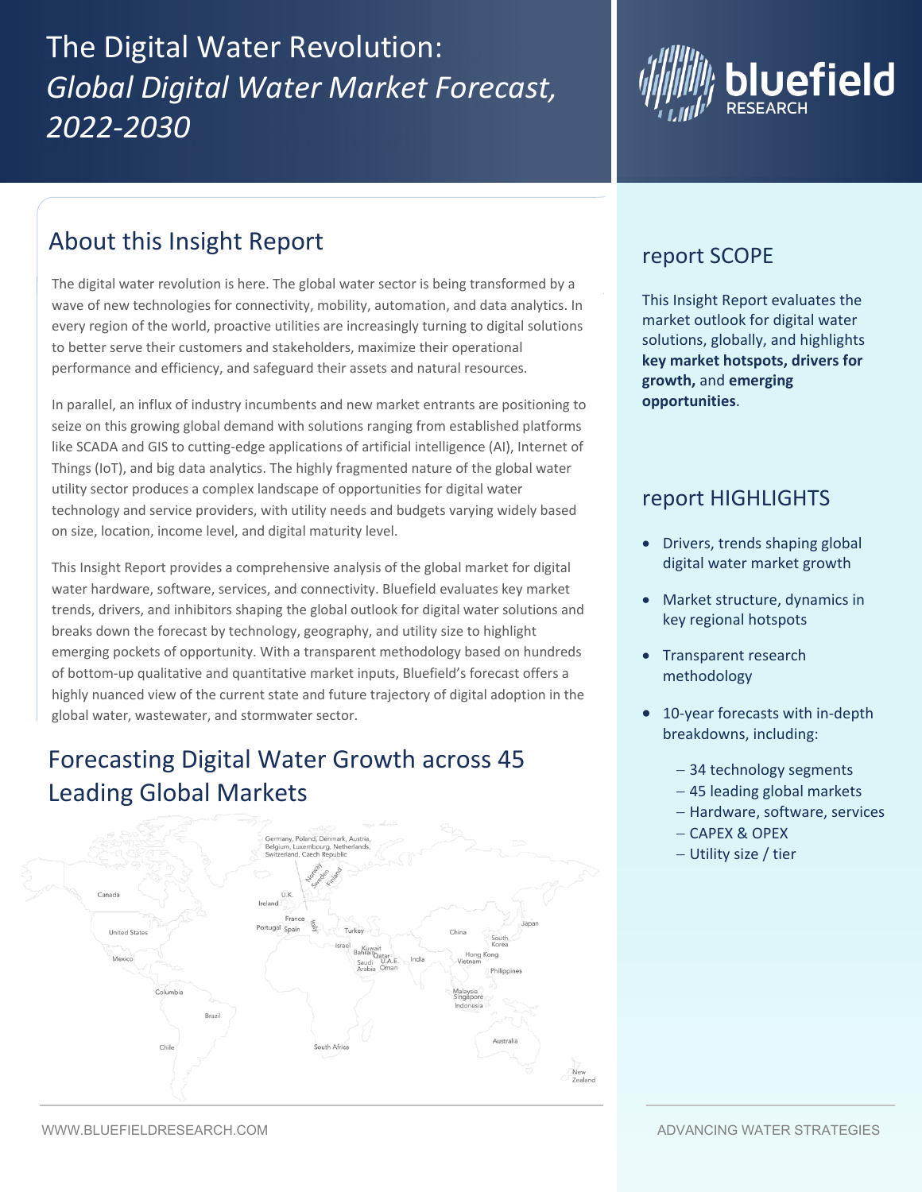# The Digital Water Revolution: *Global Digital Water Market Forecast, 2022-2030*

## About this Insight Report

The digital water revolution is here. The global water sector is being transformed by a wave of new technologies for connectivity, mobility, automation, and data analytics. In every region of the world, proactive utilities are increasingly turning to digital solutions to better serve their customers and stakeholders, maximize their operational performance and efficiency, and safeguard their assets and natural resources.

In parallel, an influx of industry incumbents and new market entrants are positioning to seize on this growing global demand with solutions ranging from established platforms like SCADA and GIS to cutting-edge applications of artificial intelligence (AI), Internet of Things (IoT), and big data analytics. The highly fragmented nature of the global water utility sector produces a complex landscape of opportunities for digital water technology and service providers, with utility needs and budgets varying widely based on size, location, income level, and digital maturity level.

This Insight Report provides a comprehensive analysis of the global market for digital water hardware, software, services, and connectivity. Bluefield evaluates key market trends, drivers, and inhibitors shaping the global outlook for digital water solutions and breaks down the forecast by technology, geography, and utility size to highlight emerging pockets of opportunity. With a transparent methodology based on hundreds of bottom-up qualitative and quantitative market inputs, Bluefield's forecast offers a highly nuanced view of the current state and future trajectory of digital adoption in the global water, wastewater, and stormwater sector.

## Forecasting Digital Water Growth across 45 Leading Global Markets

Canada, United States, Mexico, Columbia, Brazil, Chile, Ireland, U.K., Portugal, Spain, France, Italy, Germany, Poland, Denmark, Austria, Belgium, Luxembourg, Netherlands, Switzerland, Czech Republic, Norway, Sweden, Finland, Turkey, Israel, Kuwait, Bahrain, Qatar, Saudi Arabia, U.A.E., Oman, South Africa, India, China, South Korea, Japan, Hong Kong, Vietnam, Philippines, Malaysia, Singapore, Indonesia, Australia, New Zealand

## report SCOPE

This Insight Report evaluates the market outlook for digital water solutions, globally, and highlights **key market hotspots, drivers for growth,** and **emerging opportunities**.

## report HIGHLIGHTS

- Drivers, trends shaping global digital water market growth
- Market structure, dynamics in key regional hotspots
- Transparent research methodology
- 10-year forecasts with in-depth breakdowns, including:
  - 34 technology segments
  - 45 leading global markets
  - Hardware, software, services
  - CAPEX & OPEX
  - Utility size / tier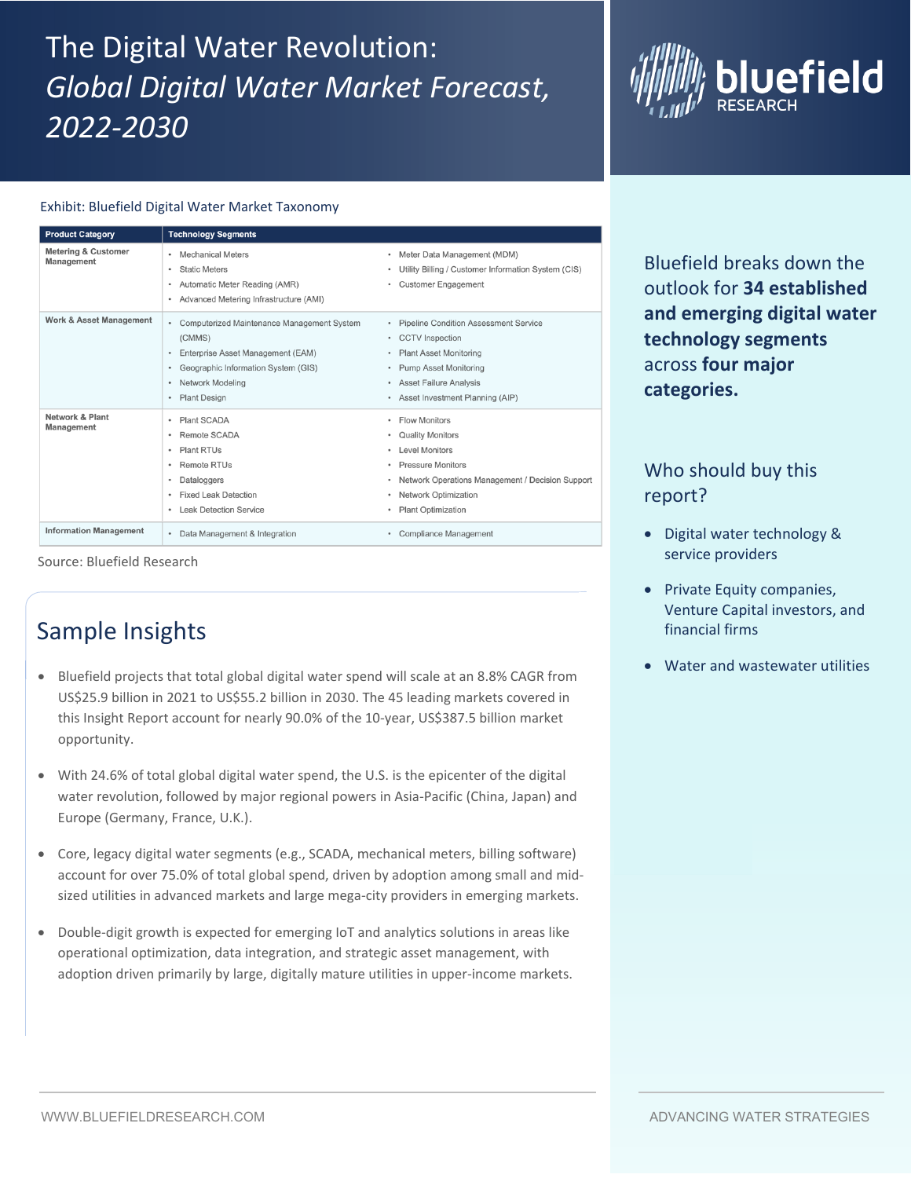# The Digital Water Revolution: *Global Digital Water Market Forecast, 2022-2030*

Exhibit: Bluefield Digital Water Market Taxonomy

| Product Category | Technology Segments | |
|---|---|---|
| Metering & Customer Management | • Mechanical Meters<br>• Static Meters<br>• Automatic Meter Reading (AMR)<br>• Advanced Metering Infrastructure (AMI) | • Meter Data Management (MDM)<br>• Utility Billing / Customer Information System (CIS)<br>• Customer Engagement |
| Work & Asset Management | • Computerized Maintenance Management System (CMMS)<br>• Enterprise Asset Management (EAM)<br>• Geographic Information System (GIS)<br>• Network Modeling<br>• Plant Design | • Pipeline Condition Assessment Service<br>• CCTV Inspection<br>• Plant Asset Monitoring<br>• Pump Asset Monitoring<br>• Asset Failure Analysis<br>• Asset Investment Planning (AIP) |
| Network & Plant Management | • Plant SCADA<br>• Remote SCADA<br>• Plant RTUs<br>• Remote RTUs<br>• Dataloggers<br>• Fixed Leak Detection<br>• Leak Detection Service | • Flow Monitors<br>• Quality Monitors<br>• Level Monitors<br>• Pressure Monitors<br>• Network Operations Management / Decision Support<br>• Network Optimization<br>• Plant Optimization |
| Information Management | • Data Management & Integration | • Compliance Management |

Source: Bluefield Research

## Sample Insights

- Bluefield projects that total global digital water spend will scale at an 8.8% CAGR from US$25.9 billion in 2021 to US$55.2 billion in 2030. The 45 leading markets covered in this Insight Report account for nearly 90.0% of the 10-year, US$387.5 billion market opportunity.
- With 24.6% of total global digital water spend, the U.S. is the epicenter of the digital water revolution, followed by major regional powers in Asia-Pacific (China, Japan) and Europe (Germany, France, U.K.).
- Core, legacy digital water segments (e.g., SCADA, mechanical meters, billing software) account for over 75.0% of total global spend, driven by adoption among small and mid-sized utilities in advanced markets and large mega-city providers in emerging markets.
- Double-digit growth is expected for emerging IoT and analytics solutions in areas like operational optimization, data integration, and strategic asset management, with adoption driven primarily by large, digitally mature utilities in upper-income markets.

Bluefield breaks down the outlook for **34 established and emerging digital water technology segments** across **four major categories.**

## Who should buy this report?

- Digital water technology & service providers
- Private Equity companies, Venture Capital investors, and financial firms
- Water and wastewater utilities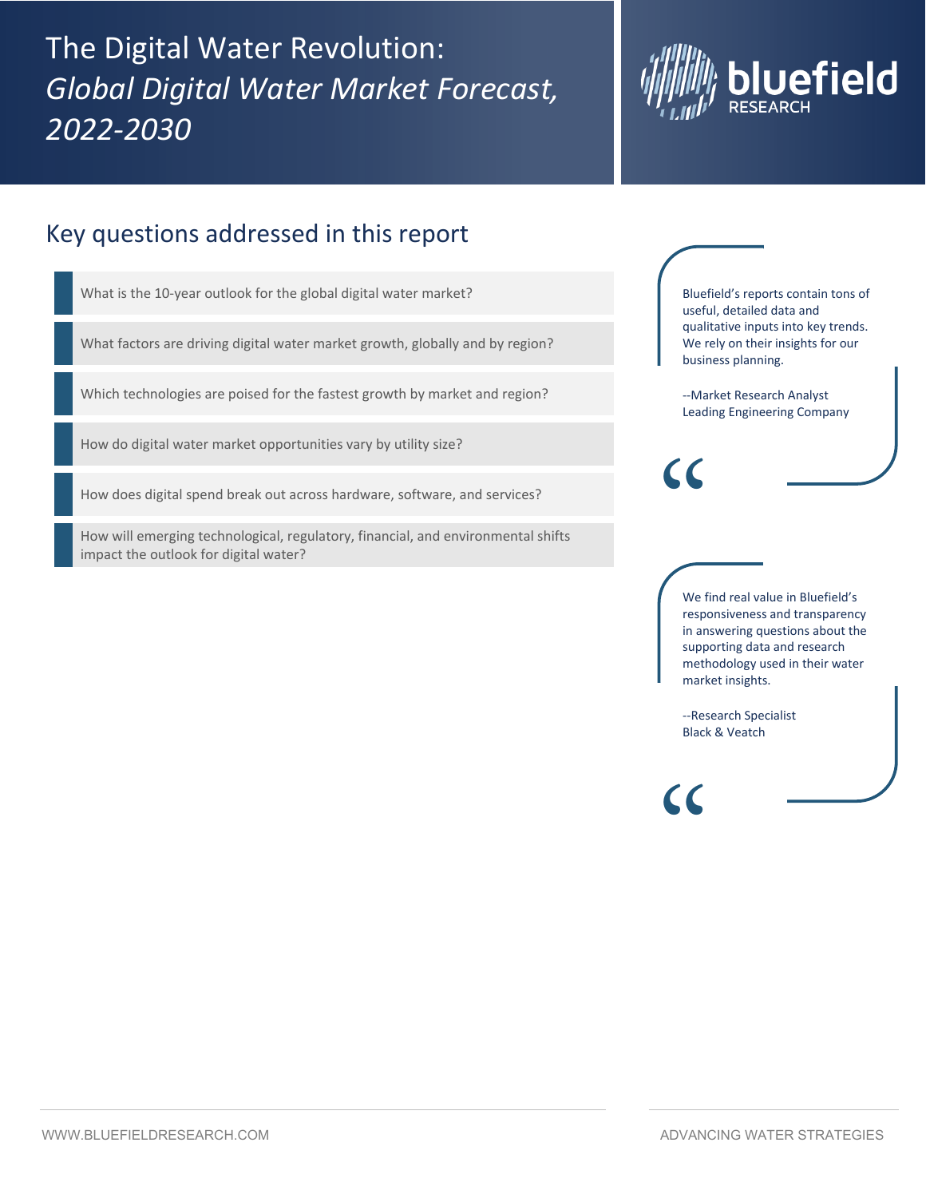# The Digital Water Revolution: *Global Digital Water Market Forecast, 2022-2030*

bluefield RESEARCH

## Key questions addressed in this report

- What is the 10-year outlook for the global digital water market?
- What factors are driving digital water market growth, globally and by region?
- Which technologies are poised for the fastest growth by market and region?
- How do digital water market opportunities vary by utility size?
- How does digital spend break out across hardware, software, and services?
- How will emerging technological, regulatory, financial, and environmental shifts impact the outlook for digital water?

> Bluefield's reports contain tons of useful, detailed data and qualitative inputs into key trends. We rely on their insights for our business planning.
>
> --Market Research Analyst
> Leading Engineering Company

> We find real value in Bluefield's responsiveness and transparency in answering questions about the supporting data and research methodology used in their water market insights.
>
> --Research Specialist
> Black & Veatch

WWW.BLUEFIELDRESEARCH.COM

ADVANCING WATER STRATEGIES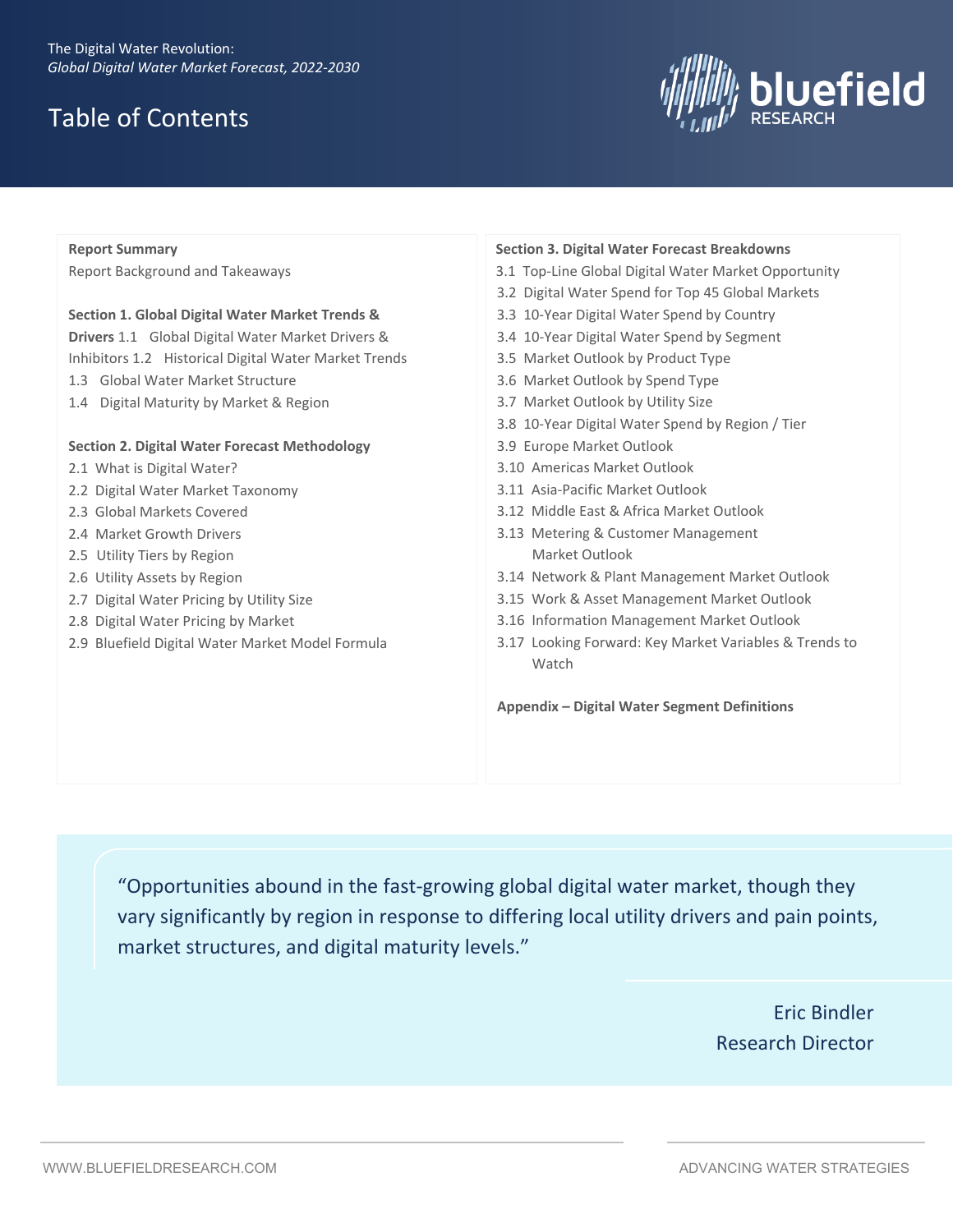The Digital Water Revolution:
*Global Digital Water Market Forecast, 2022-2030*

# Table of Contents

**Report Summary**
Report Background and Takeaways

**Section 1. Global Digital Water Market Trends & Drivers**
1.1 Global Digital Water Market Drivers & Inhibitors
1.2 Historical Digital Water Market Trends
1.3 Global Water Market Structure
1.4 Digital Maturity by Market & Region

**Section 2. Digital Water Forecast Methodology**
2.1 What is Digital Water?
2.2 Digital Water Market Taxonomy
2.3 Global Markets Covered
2.4 Market Growth Drivers
2.5 Utility Tiers by Region
2.6 Utility Assets by Region
2.7 Digital Water Pricing by Utility Size
2.8 Digital Water Pricing by Market
2.9 Bluefield Digital Water Market Model Formula

**Section 3. Digital Water Forecast Breakdowns**
3.1 Top-Line Global Digital Water Market Opportunity
3.2 Digital Water Spend for Top 45 Global Markets
3.3 10-Year Digital Water Spend by Country
3.4 10-Year Digital Water Spend by Segment
3.5 Market Outlook by Product Type
3.6 Market Outlook by Spend Type
3.7 Market Outlook by Utility Size
3.8 10-Year Digital Water Spend by Region / Tier
3.9 Europe Market Outlook
3.10 Americas Market Outlook
3.11 Asia-Pacific Market Outlook
3.12 Middle East & Africa Market Outlook
3.13 Metering & Customer Management Market Outlook
3.14 Network & Plant Management Market Outlook
3.15 Work & Asset Management Market Outlook
3.16 Information Management Market Outlook
3.17 Looking Forward: Key Market Variables & Trends to Watch

**Appendix – Digital Water Segment Definitions**

"Opportunities abound in the fast-growing global digital water market, though they vary significantly by region in response to differing local utility drivers and pain points, market structures, and digital maturity levels."

Eric Bindler
Research Director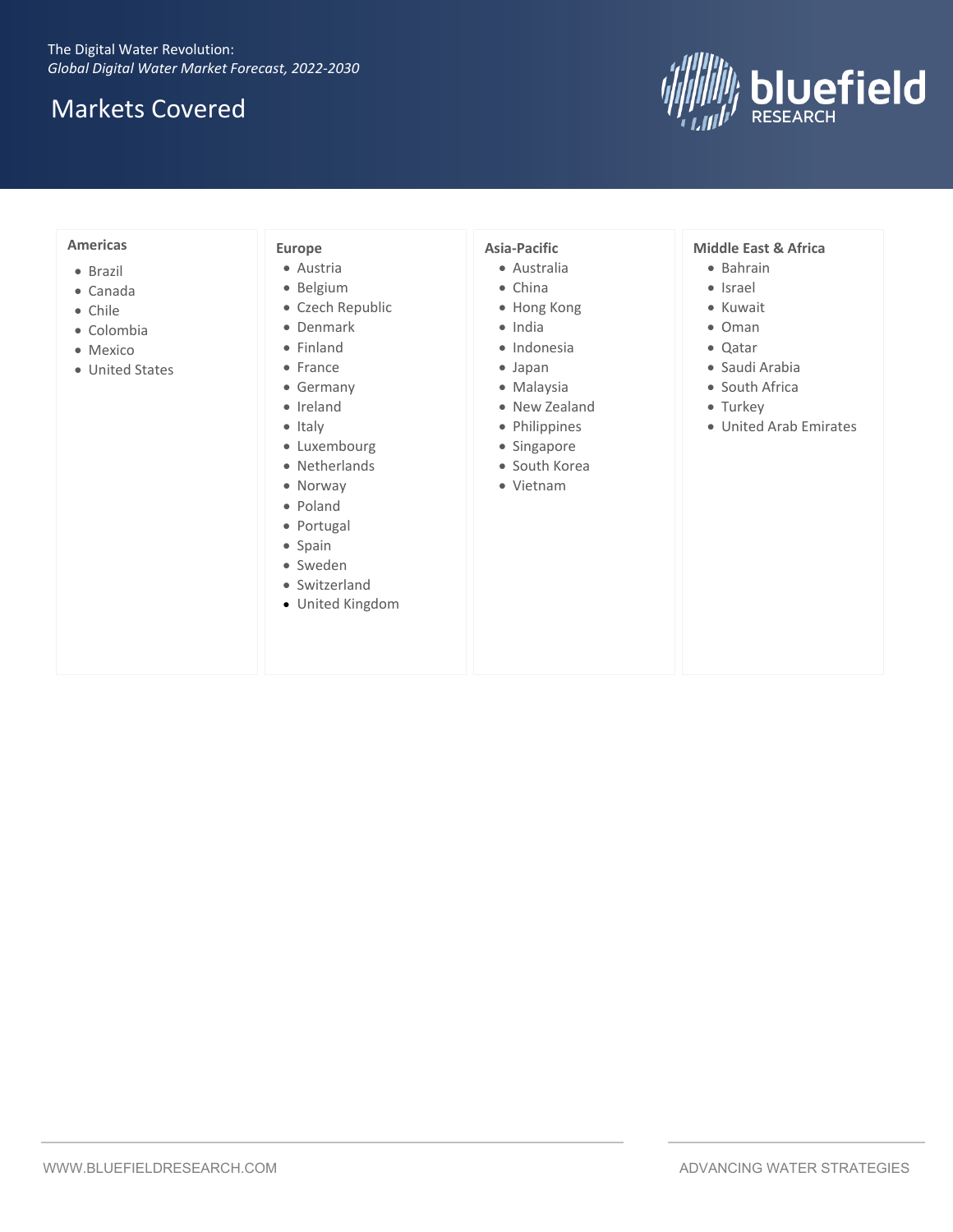The Digital Water Revolution:
*Global Digital Water Market Forecast, 2022-2030*

# Markets Covered

### Americas

- Brazil
- Canada
- Chile
- Colombia
- Mexico
- United States

### Europe

- Austria
- Belgium
- Czech Republic
- Denmark
- Finland
- France
- Germany
- Ireland
- Italy
- Luxembourg
- Netherlands
- Norway
- Poland
- Portugal
- Spain
- Sweden
- Switzerland
- United Kingdom

### Asia-Pacific

- Australia
- China
- Hong Kong
- India
- Indonesia
- Japan
- Malaysia
- New Zealand
- Philippines
- Singapore
- South Korea
- Vietnam

### Middle East & Africa

- Bahrain
- Israel
- Kuwait
- Oman
- Qatar
- Saudi Arabia
- South Africa
- Turkey
- United Arab Emirates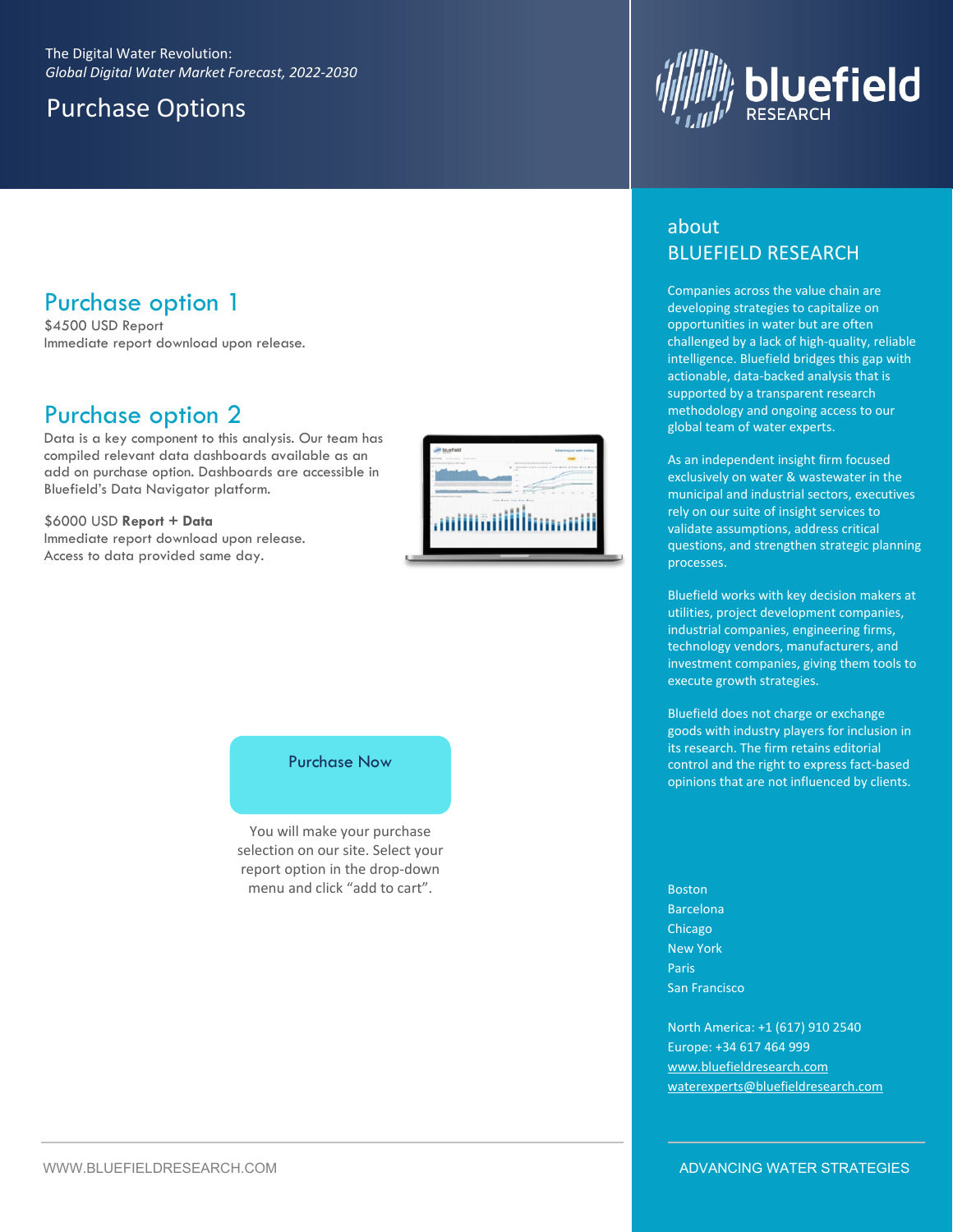The Digital Water Revolution:
*Global Digital Water Market Forecast, 2022-2030*

# Purchase Options

## Purchase option 1

$4500 USD Report
Immediate report download upon release.

## Purchase option 2

Data is a key component to this analysis. Our team has compiled relevant data dashboards available as an add on purchase option. Dashboards are accessible in Bluefield's Data Navigator platform.

$6000 USD **Report + Data**
Immediate report download upon release.
Access to data provided same day.

Purchase Now

You will make your purchase selection on our site. Select your report option in the drop-down menu and click "add to cart".

## about BLUEFIELD RESEARCH

Companies across the value chain are developing strategies to capitalize on opportunities in water but are often challenged by a lack of high-quality, reliable intelligence. Bluefield bridges this gap with actionable, data-backed analysis that is supported by a transparent research methodology and ongoing access to our global team of water experts.

As an independent insight firm focused exclusively on water & wastewater in the municipal and industrial sectors, executives rely on our suite of insight services to validate assumptions, address critical questions, and strengthen strategic planning processes.

Bluefield works with key decision makers at utilities, project development companies, industrial companies, engineering firms, technology vendors, manufacturers, and investment companies, giving them tools to execute growth strategies.

Bluefield does not charge or exchange goods with industry players for inclusion in its research. The firm retains editorial control and the right to express fact-based opinions that are not influenced by clients.

Boston
Barcelona
Chicago
New York
Paris
San Francisco

North America: +1 (617) 910 2540
Europe: +34 617 464 999
www.bluefieldresearch.com
waterexperts@bluefieldresearch.com

ADVANCING WATER STRATEGIES